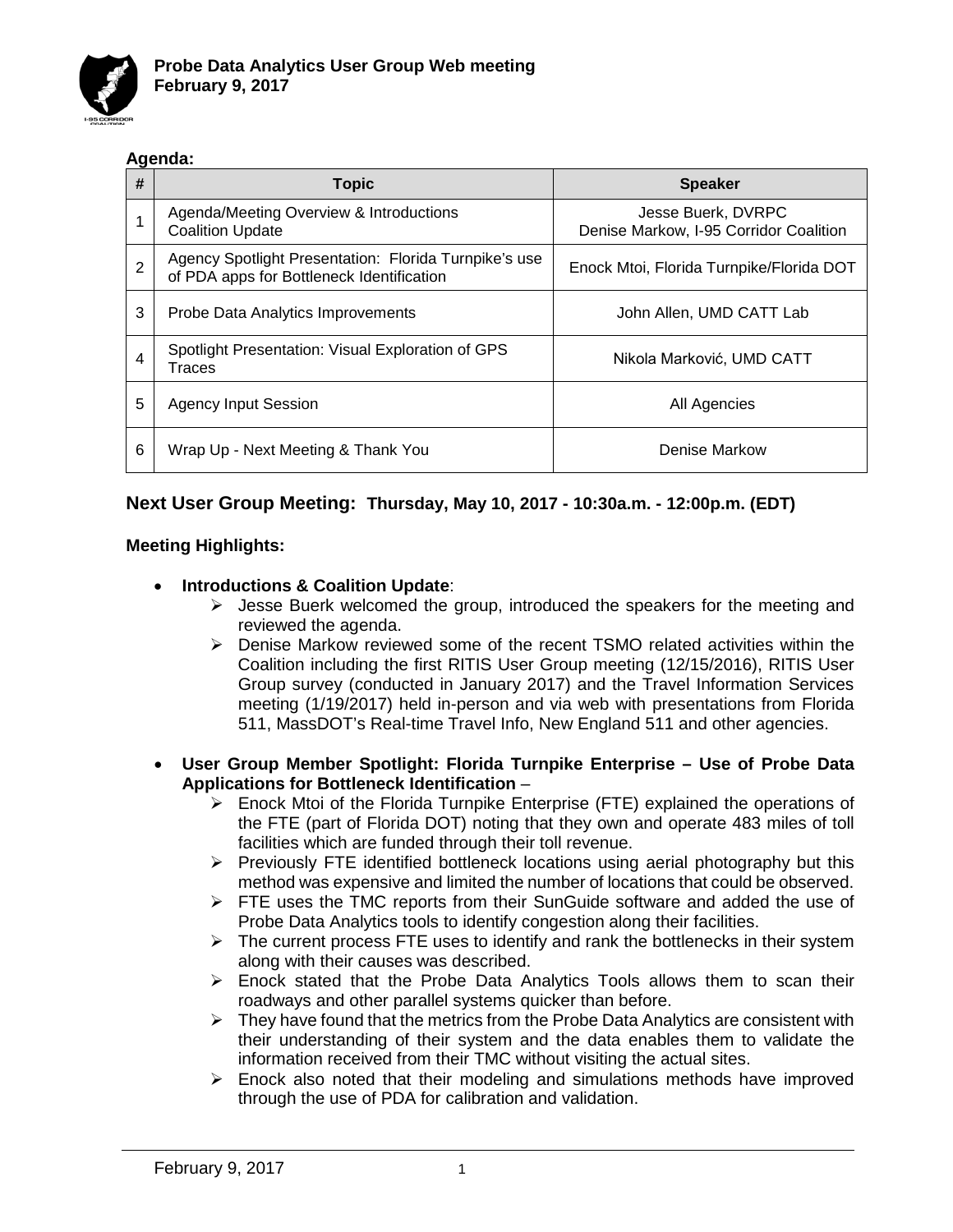**Probe Data Analytics User Group Web meeting**
**February 9, 2017**

**Agenda:**

| # | Topic | Speaker |
|---|---|---|
| 1 | Agenda/Meeting Overview & Introductions<br>Coalition Update | Jesse Buerk, DVRPC<br>Denise Markow, I-95 Corridor Coalition |
| 2 | Agency Spotlight Presentation: Florida Turnpike's use of PDA apps for Bottleneck Identification | Enock Mtoi, Florida Turnpike/Florida DOT |
| 3 | Probe Data Analytics Improvements | John Allen, UMD CATT Lab |
| 4 | Spotlight Presentation: Visual Exploration of GPS Traces | Nikola Marković, UMD CATT |
| 5 | Agency Input Session | All Agencies |
| 6 | Wrap Up - Next Meeting & Thank You | Denise Markow |

## Next User Group Meeting: Thursday, May 10, 2017 - 10:30a.m. - 12:00p.m. (EDT)

**Meeting Highlights:**

- **Introductions & Coalition Update**:
  - Jesse Buerk welcomed the group, introduced the speakers for the meeting and reviewed the agenda.
  - Denise Markow reviewed some of the recent TSMO related activities within the Coalition including the first RITIS User Group meeting (12/15/2016), RITIS User Group survey (conducted in January 2017) and the Travel Information Services meeting (1/19/2017) held in-person and via web with presentations from Florida 511, MassDOT's Real-time Travel Info, New England 511 and other agencies.

- **User Group Member Spotlight: Florida Turnpike Enterprise – Use of Probe Data Applications for Bottleneck Identification** –
  - Enock Mtoi of the Florida Turnpike Enterprise (FTE) explained the operations of the FTE (part of Florida DOT) noting that they own and operate 483 miles of toll facilities which are funded through their toll revenue.
  - Previously FTE identified bottleneck locations using aerial photography but this method was expensive and limited the number of locations that could be observed.
  - FTE uses the TMC reports from their SunGuide software and added the use of Probe Data Analytics tools to identify congestion along their facilities.
  - The current process FTE uses to identify and rank the bottlenecks in their system along with their causes was described.
  - Enock stated that the Probe Data Analytics Tools allows them to scan their roadways and other parallel systems quicker than before.
  - They have found that the metrics from the Probe Data Analytics are consistent with their understanding of their system and the data enables them to validate the information received from their TMC without visiting the actual sites.
  - Enock also noted that their modeling and simulations methods have improved through the use of PDA for calibration and validation.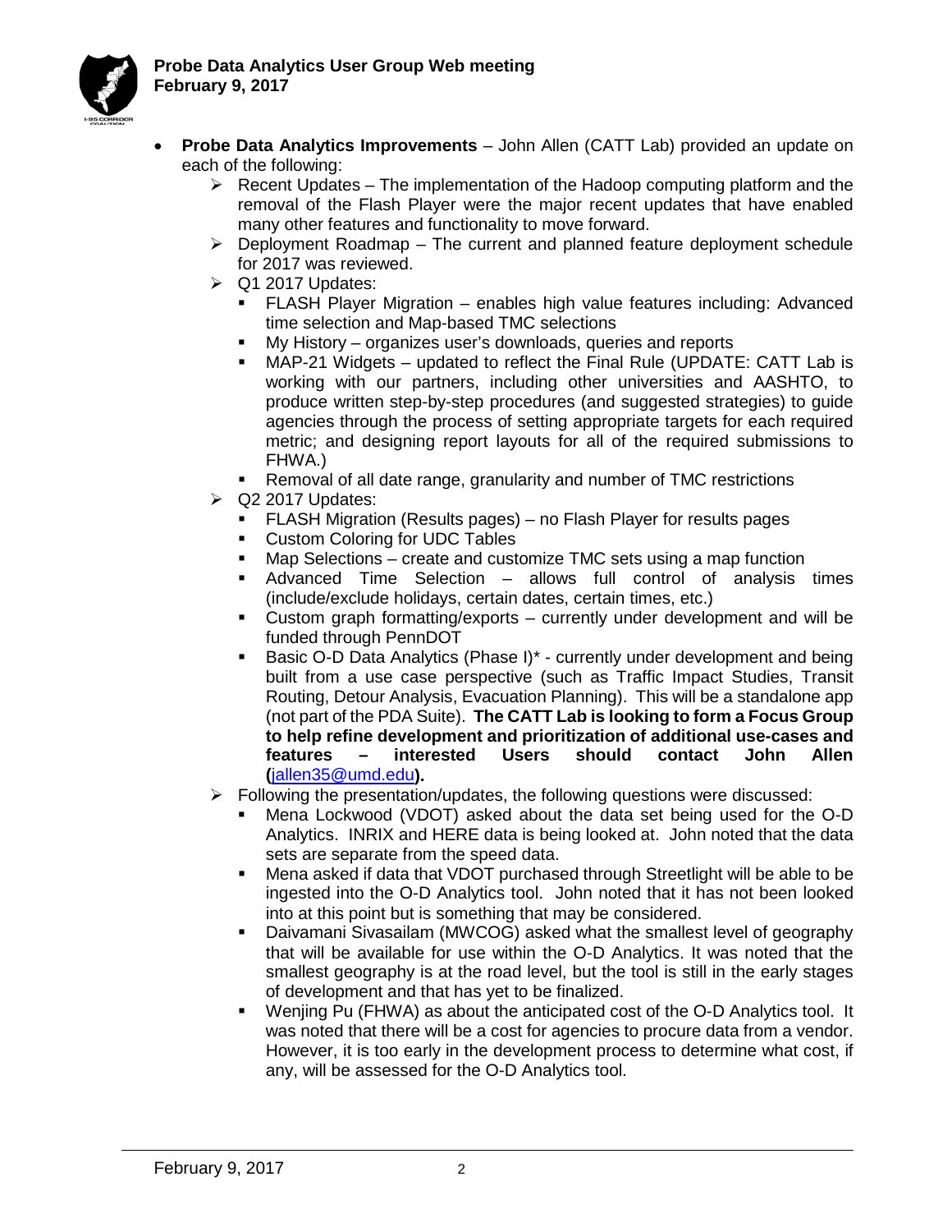- **Probe Data Analytics Improvements** – John Allen (CATT Lab) provided an update on each of the following:
  - Recent Updates – The implementation of the Hadoop computing platform and the removal of the Flash Player were the major recent updates that have enabled many other features and functionality to move forward.
  - Deployment Roadmap – The current and planned feature deployment schedule for 2017 was reviewed.
  - Q1 2017 Updates:
    - FLASH Player Migration – enables high value features including: Advanced time selection and Map-based TMC selections
    - My History – organizes user's downloads, queries and reports
    - MAP-21 Widgets – updated to reflect the Final Rule (UPDATE: CATT Lab is working with our partners, including other universities and AASHTO, to produce written step-by-step procedures (and suggested strategies) to guide agencies through the process of setting appropriate targets for each required metric; and designing report layouts for all of the required submissions to FHWA.)
    - Removal of all date range, granularity and number of TMC restrictions
  - Q2 2017 Updates:
    - FLASH Migration (Results pages) – no Flash Player for results pages
    - Custom Coloring for UDC Tables
    - Map Selections – create and customize TMC sets using a map function
    - Advanced Time Selection – allows full control of analysis times (include/exclude holidays, certain dates, certain times, etc.)
    - Custom graph formatting/exports – currently under development and will be funded through PennDOT
    - Basic O-D Data Analytics (Phase I)* - currently under development and being built from a use case perspective (such as Traffic Impact Studies, Transit Routing, Detour Analysis, Evacuation Planning). This will be a standalone app (not part of the PDA Suite). **The CATT Lab is looking to form a Focus Group to help refine development and prioritization of additional use-cases and features – interested Users should contact John Allen (**jallen35@umd.edu**).**
  - Following the presentation/updates, the following questions were discussed:
    - Mena Lockwood (VDOT) asked about the data set being used for the O-D Analytics. INRIX and HERE data is being looked at. John noted that the data sets are separate from the speed data.
    - Mena asked if data that VDOT purchased through Streetlight will be able to be ingested into the O-D Analytics tool. John noted that it has not been looked into at this point but is something that may be considered.
    - Daivamani Sivasailam (MWCOG) asked what the smallest level of geography that will be available for use within the O-D Analytics. It was noted that the smallest geography is at the road level, but the tool is still in the early stages of development and that has yet to be finalized.
    - Wenjing Pu (FHWA) as about the anticipated cost of the O-D Analytics tool. It was noted that there will be a cost for agencies to procure data from a vendor. However, it is too early in the development process to determine what cost, if any, will be assessed for the O-D Analytics tool.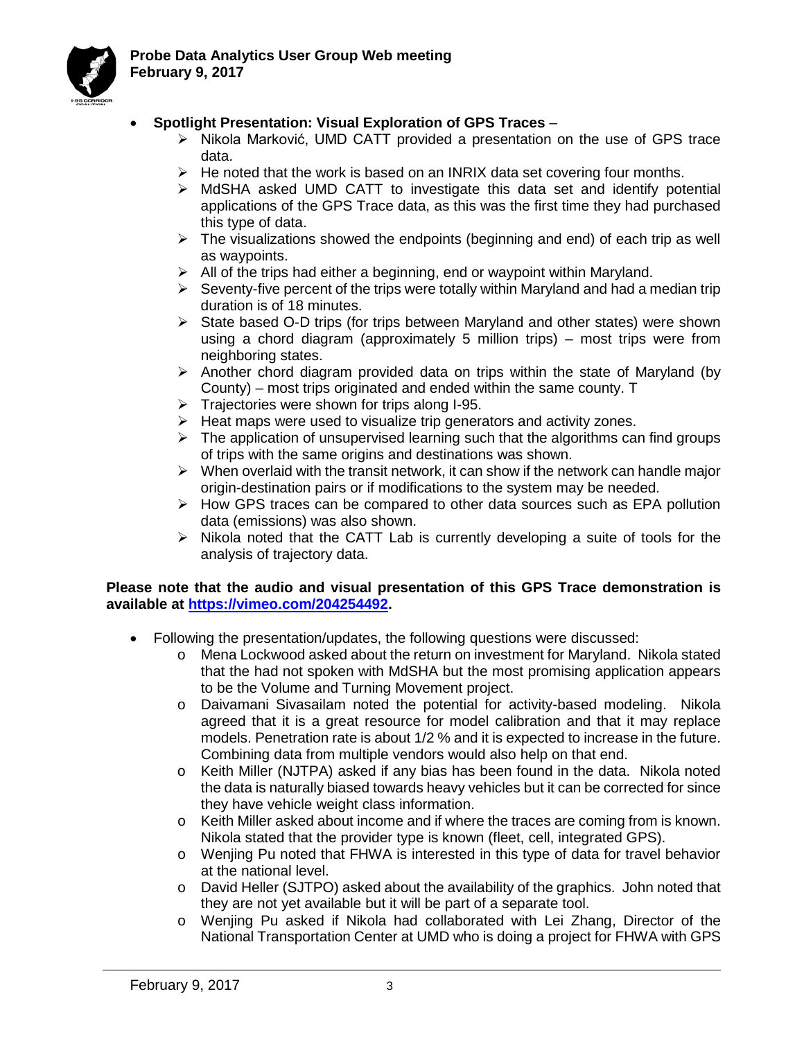- **Spotlight Presentation: Visual Exploration of GPS Traces** –
  - Nikola Marković, UMD CATT provided a presentation on the use of GPS trace data.
  - He noted that the work is based on an INRIX data set covering four months.
  - MdSHA asked UMD CATT to investigate this data set and identify potential applications of the GPS Trace data, as this was the first time they had purchased this type of data.
  - The visualizations showed the endpoints (beginning and end) of each trip as well as waypoints.
  - All of the trips had either a beginning, end or waypoint within Maryland.
  - Seventy-five percent of the trips were totally within Maryland and had a median trip duration is of 18 minutes.
  - State based O-D trips (for trips between Maryland and other states) were shown using a chord diagram (approximately 5 million trips) – most trips were from neighboring states.
  - Another chord diagram provided data on trips within the state of Maryland (by County) – most trips originated and ended within the same county. T
  - Trajectories were shown for trips along I-95.
  - Heat maps were used to visualize trip generators and activity zones.
  - The application of unsupervised learning such that the algorithms can find groups of trips with the same origins and destinations was shown.
  - When overlaid with the transit network, it can show if the network can handle major origin-destination pairs or if modifications to the system may be needed.
  - How GPS traces can be compared to other data sources such as EPA pollution data (emissions) was also shown.
  - Nikola noted that the CATT Lab is currently developing a suite of tools for the analysis of trajectory data.

**Please note that the audio and visual presentation of this GPS Trace demonstration is available at [https://vimeo.com/204254492](https://vimeo.com/204254492).**

- Following the presentation/updates, the following questions were discussed:
  - Mena Lockwood asked about the return on investment for Maryland. Nikola stated that the had not spoken with MdSHA but the most promising application appears to be the Volume and Turning Movement project.
  - Daivamani Sivasailam noted the potential for activity-based modeling. Nikola agreed that it is a great resource for model calibration and that it may replace models. Penetration rate is about 1/2 % and it is expected to increase in the future. Combining data from multiple vendors would also help on that end.
  - Keith Miller (NJTPA) asked if any bias has been found in the data. Nikola noted the data is naturally biased towards heavy vehicles but it can be corrected for since they have vehicle weight class information.
  - Keith Miller asked about income and if where the traces are coming from is known. Nikola stated that the provider type is known (fleet, cell, integrated GPS).
  - Wenjing Pu noted that FHWA is interested in this type of data for travel behavior at the national level.
  - David Heller (SJTPO) asked about the availability of the graphics. John noted that they are not yet available but it will be part of a separate tool.
  - Wenjing Pu asked if Nikola had collaborated with Lei Zhang, Director of the National Transportation Center at UMD who is doing a project for FHWA with GPS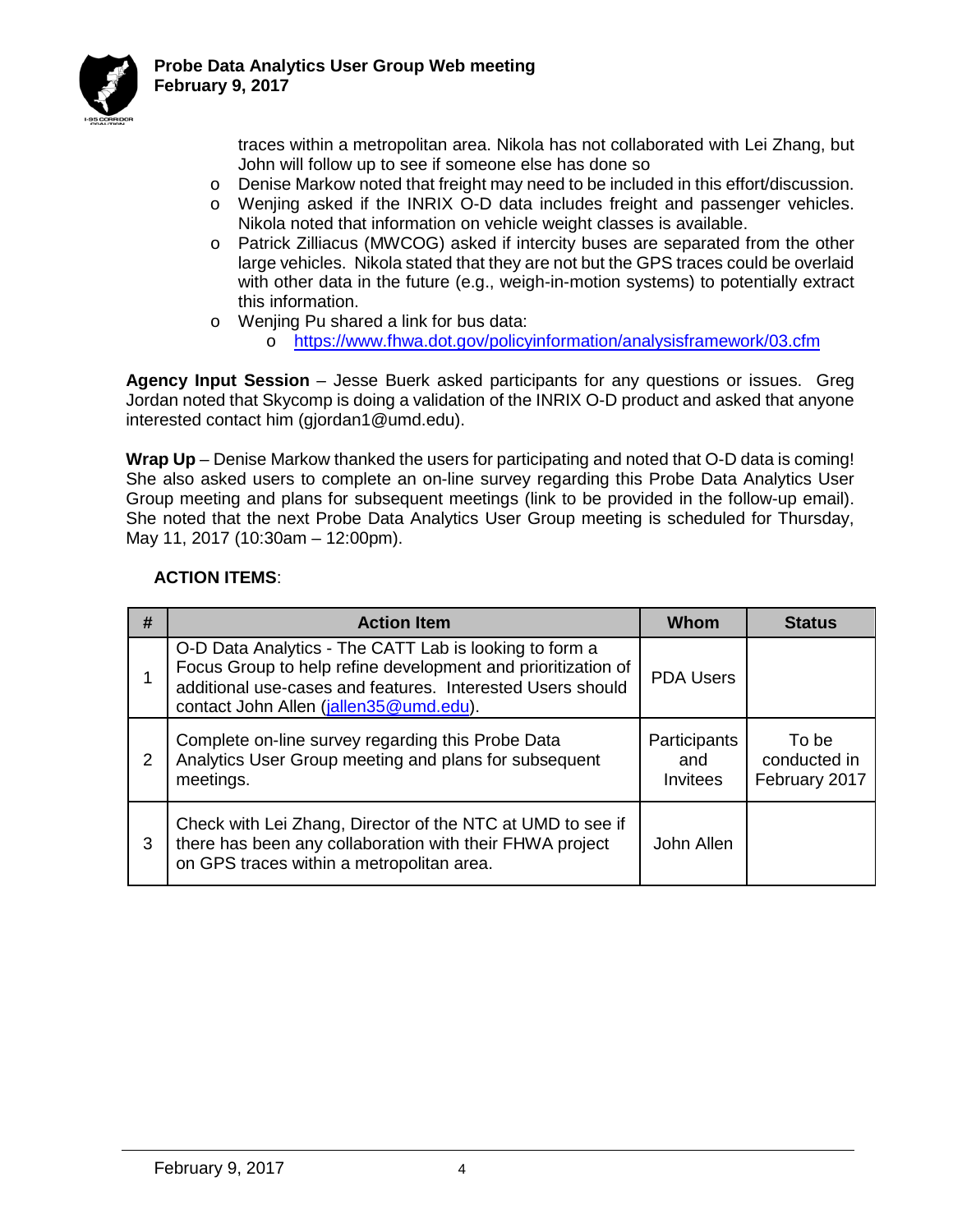traces within a metropolitan area. Nikola has not collaborated with Lei Zhang, but John will follow up to see if someone else has done so

- Denise Markow noted that freight may need to be included in this effort/discussion.
- Wenjing asked if the INRIX O-D data includes freight and passenger vehicles. Nikola noted that information on vehicle weight classes is available.
- Patrick Zilliacus (MWCOG) asked if intercity buses are separated from the other large vehicles. Nikola stated that they are not but the GPS traces could be overlaid with other data in the future (e.g., weigh-in-motion systems) to potentially extract this information.
- Wenjing Pu shared a link for bus data:
  - https://www.fhwa.dot.gov/policyinformation/analysisframework/03.cfm

**Agency Input Session** – Jesse Buerk asked participants for any questions or issues. Greg Jordan noted that Skycomp is doing a validation of the INRIX O-D product and asked that anyone interested contact him (gjordan1@umd.edu).

**Wrap Up** – Denise Markow thanked the users for participating and noted that O-D data is coming! She also asked users to complete an on-line survey regarding this Probe Data Analytics User Group meeting and plans for subsequent meetings (link to be provided in the follow-up email). She noted that the next Probe Data Analytics User Group meeting is scheduled for Thursday, May 11, 2017 (10:30am – 12:00pm).

**ACTION ITEMS**:

| # | Action Item | Whom | Status |
|---|---|---|---|
| 1 | O-D Data Analytics - The CATT Lab is looking to form a Focus Group to help refine development and prioritization of additional use-cases and features. Interested Users should contact John Allen (jallen35@umd.edu). | PDA Users | |
| 2 | Complete on-line survey regarding this Probe Data Analytics User Group meeting and plans for subsequent meetings. | Participants and Invitees | To be conducted in February 2017 |
| 3 | Check with Lei Zhang, Director of the NTC at UMD to see if there has been any collaboration with their FHWA project on GPS traces within a metropolitan area. | John Allen | |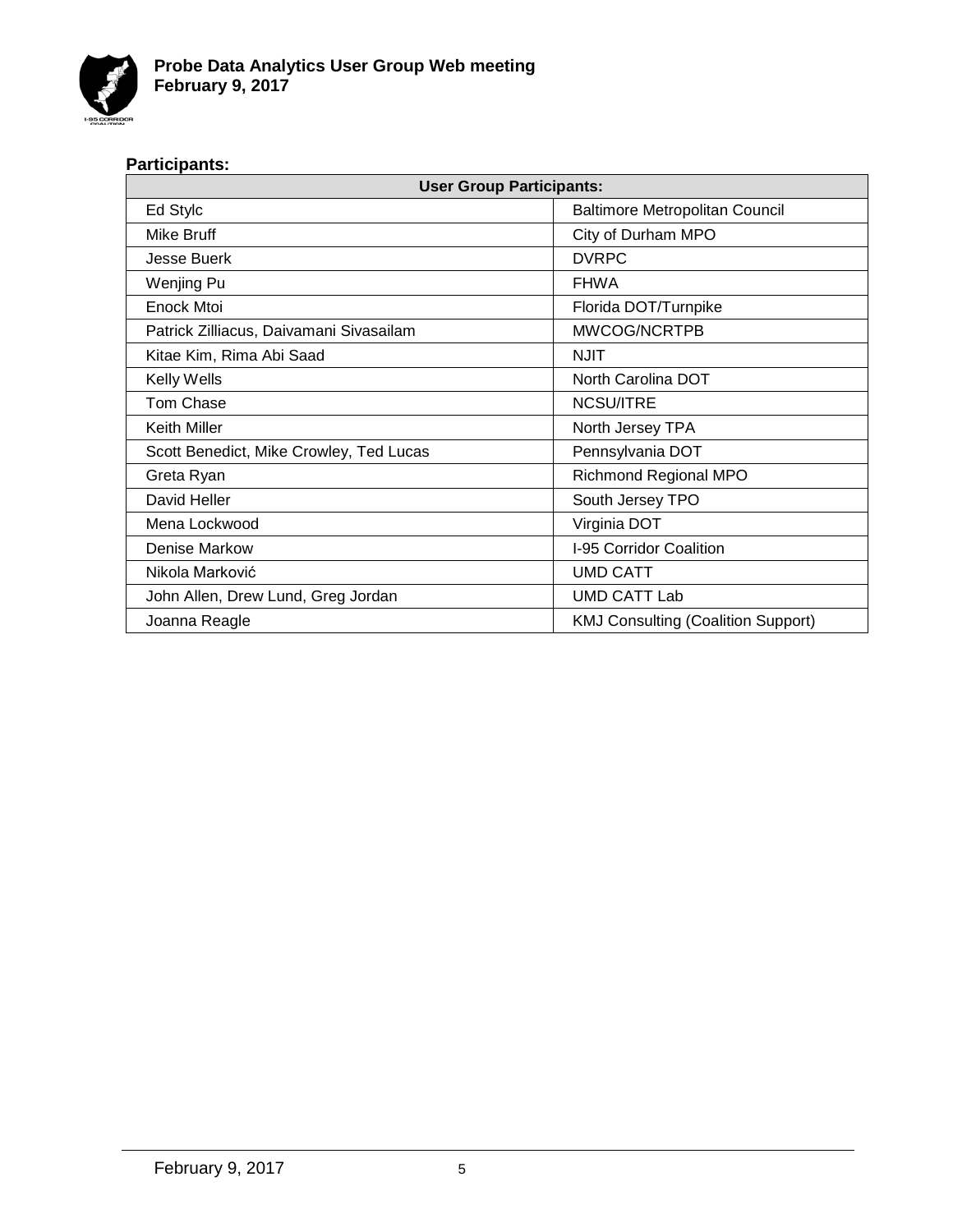**Participants:**

| User Group Participants: | |
|---|---|
| Ed Stylc | Baltimore Metropolitan Council |
| Mike Bruff | City of Durham MPO |
| Jesse Buerk | DVRPC |
| Wenjing Pu | FHWA |
| Enock Mtoi | Florida DOT/Turnpike |
| Patrick Zilliacus, Daivamani Sivasailam | MWCOG/NCRTPB |
| Kitae Kim, Rima Abi Saad | NJIT |
| Kelly Wells | North Carolina DOT |
| Tom Chase | NCSU/ITRE |
| Keith Miller | North Jersey TPA |
| Scott Benedict, Mike Crowley, Ted Lucas | Pennsylvania DOT |
| Greta Ryan | Richmond Regional MPO |
| David Heller | South Jersey TPO |
| Mena Lockwood | Virginia DOT |
| Denise Markow | I-95 Corridor Coalition |
| Nikola Marković | UMD CATT |
| John Allen, Drew Lund, Greg Jordan | UMD CATT Lab |
| Joanna Reagle | KMJ Consulting (Coalition Support) |